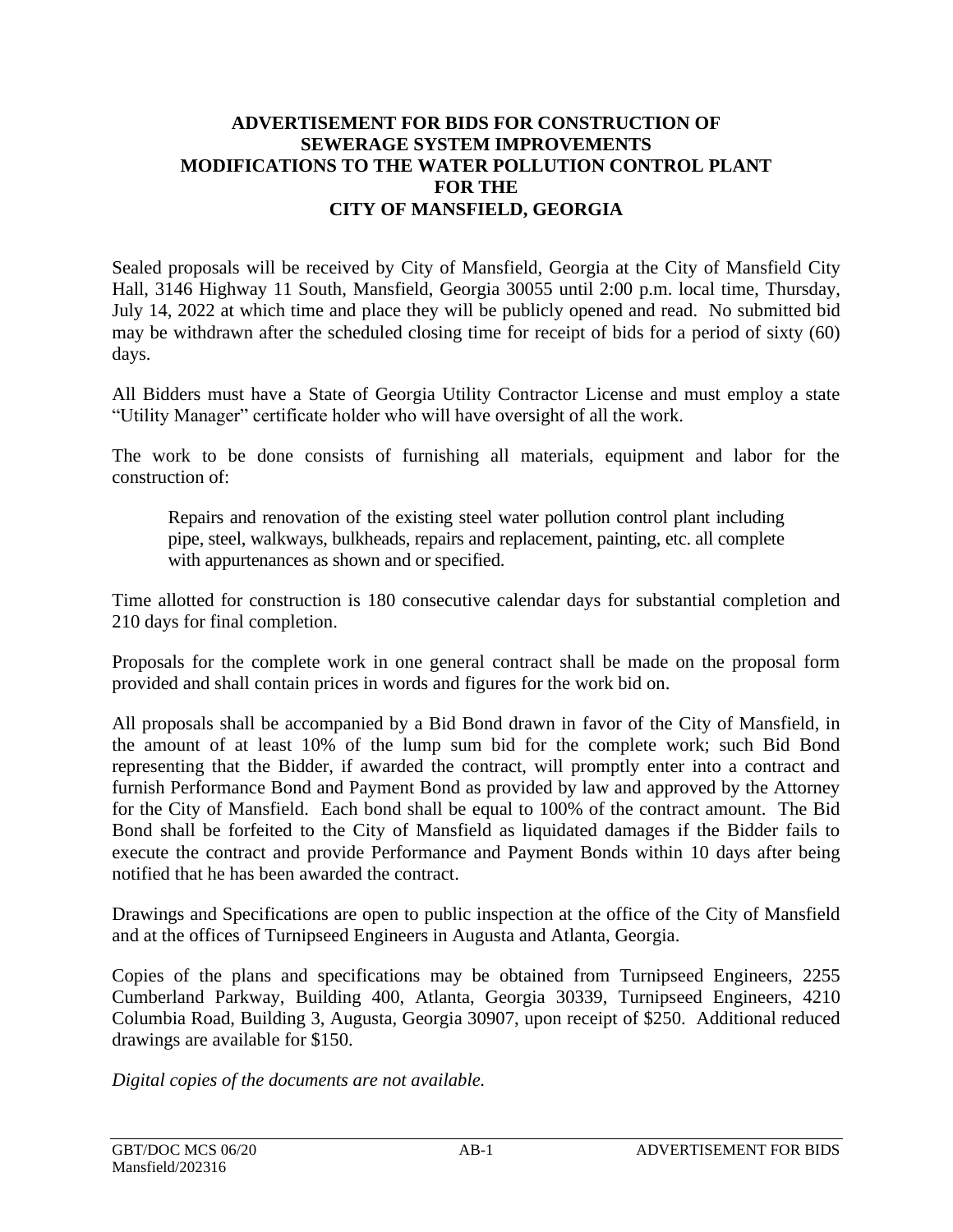# ADVERTISEMENT FOR BIDS FOR CONSTRUCTION OF SEWERAGE SYSTEM IMPROVEMENTS MODIFICATIONS TO THE WATER POLLUTION CONTROL PLANT FOR THE CITY OF MANSFIELD, GEORGIA

Sealed proposals will be received by City of Mansfield, Georgia at the City of Mansfield City Hall, 3146 Highway 11 South, Mansfield, Georgia 30055 until 2:00 p.m. local time, Thursday, July 14, 2022 at which time and place they will be publicly opened and read. No submitted bid may be withdrawn after the scheduled closing time for receipt of bids for a period of sixty (60) days.

All Bidders must have a State of Georgia Utility Contractor License and must employ a state "Utility Manager" certificate holder who will have oversight of all the work.

The work to be done consists of furnishing all materials, equipment and labor for the construction of:

> Repairs and renovation of the existing steel water pollution control plant including pipe, steel, walkways, bulkheads, repairs and replacement, painting, etc. all complete with appurtenances as shown and or specified.

Time allotted for construction is 180 consecutive calendar days for substantial completion and 210 days for final completion.

Proposals for the complete work in one general contract shall be made on the proposal form provided and shall contain prices in words and figures for the work bid on.

All proposals shall be accompanied by a Bid Bond drawn in favor of the City of Mansfield, in the amount of at least 10% of the lump sum bid for the complete work; such Bid Bond representing that the Bidder, if awarded the contract, will promptly enter into a contract and furnish Performance Bond and Payment Bond as provided by law and approved by the Attorney for the City of Mansfield. Each bond shall be equal to 100% of the contract amount. The Bid Bond shall be forfeited to the City of Mansfield as liquidated damages if the Bidder fails to execute the contract and provide Performance and Payment Bonds within 10 days after being notified that he has been awarded the contract.

Drawings and Specifications are open to public inspection at the office of the City of Mansfield and at the offices of Turnipseed Engineers in Augusta and Atlanta, Georgia.

Copies of the plans and specifications may be obtained from Turnipseed Engineers, 2255 Cumberland Parkway, Building 400, Atlanta, Georgia 30339, Turnipseed Engineers, 4210 Columbia Road, Building 3, Augusta, Georgia 30907, upon receipt of $250. Additional reduced drawings are available for $150.

*Digital copies of the documents are not available.*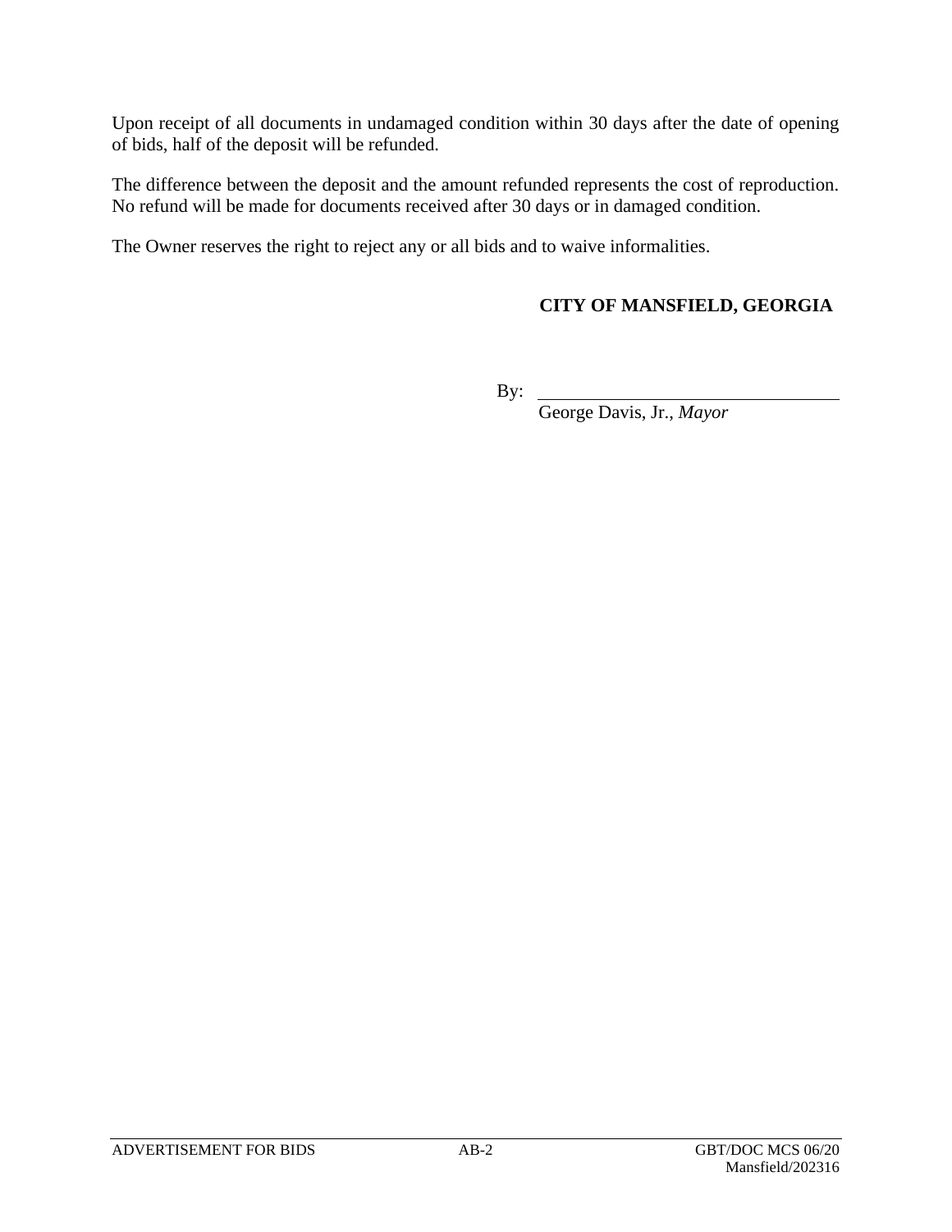Upon receipt of all documents in undamaged condition within 30 days after the date of opening of bids, half of the deposit will be refunded.

The difference between the deposit and the amount refunded represents the cost of reproduction. No refund will be made for documents received after 30 days or in damaged condition.

The Owner reserves the right to reject any or all bids and to waive informalities.

**CITY OF MANSFIELD, GEORGIA**

By: ___________________________

George Davis, Jr., *Mayor*